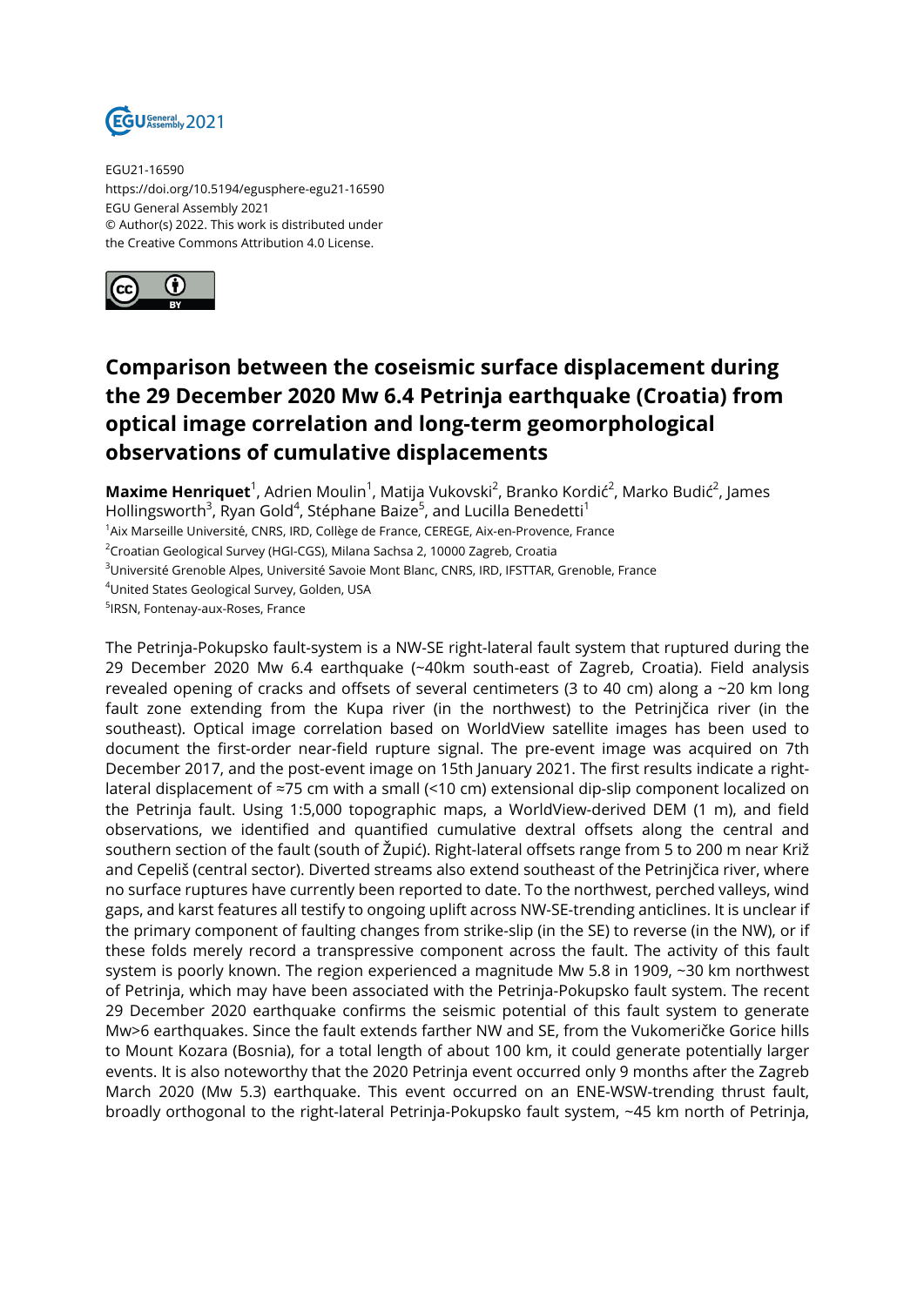EGU21-16590
https://doi.org/10.5194/egusphere-egu21-16590
EGU General Assembly 2021
© Author(s) 2022. This work is distributed under
the Creative Commons Attribution 4.0 License.

# Comparison between the coseismic surface displacement during the 29 December 2020 Mw 6.4 Petrinja earthquake (Croatia) from optical image correlation and long-term geomorphological observations of cumulative displacements

**Maxime Henriquet**[1], Adrien Moulin[1], Matija Vukovski[2], Branko Kordić[2], Marko Budić[2], James Hollingsworth[3], Ryan Gold[4], Stéphane Baize[5], and Lucilla Benedetti[1]

[1]Aix Marseille Université, CNRS, IRD, Collège de France, CEREGE, Aix-en-Provence, France
[2]Croatian Geological Survey (HGI-CGS), Milana Sachsa 2, 10000 Zagreb, Croatia
[3]Université Grenoble Alpes, Université Savoie Mont Blanc, CNRS, IRD, IFSTTAR, Grenoble, France
[4]United States Geological Survey, Golden, USA
[5]IRSN, Fontenay-aux-Roses, France

The Petrinja-Pokupsko fault-system is a NW-SE right-lateral fault system that ruptured during the 29 December 2020 Mw 6.4 earthquake (~40km south-east of Zagreb, Croatia). Field analysis revealed opening of cracks and offsets of several centimeters (3 to 40 cm) along a ~20 km long fault zone extending from the Kupa river (in the northwest) to the Petrinjčica river (in the southeast). Optical image correlation based on WorldView satellite images has been used to document the first-order near-field rupture signal. The pre-event image was acquired on 7th December 2017, and the post-event image on 15th January 2021. The first results indicate a right-lateral displacement of ≈75 cm with a small (<10 cm) extensional dip-slip component localized on the Petrinja fault. Using 1:5,000 topographic maps, a WorldView-derived DEM (1 m), and field observations, we identified and quantified cumulative dextral offsets along the central and southern section of the fault (south of Župić). Right-lateral offsets range from 5 to 200 m near Križ and Cepeliš (central sector). Diverted streams also extend southeast of the Petrinjčica river, where no surface ruptures have currently been reported to date. To the northwest, perched valleys, wind gaps, and karst features all testify to ongoing uplift across NW-SE-trending anticlines. It is unclear if the primary component of faulting changes from strike-slip (in the SE) to reverse (in the NW), or if these folds merely record a transpressive component across the fault. The activity of this fault system is poorly known. The region experienced a magnitude Mw 5.8 in 1909, ~30 km northwest of Petrinja, which may have been associated with the Petrinja-Pokupsko fault system. The recent 29 December 2020 earthquake confirms the seismic potential of this fault system to generate Mw>6 earthquakes. Since the fault extends farther NW and SE, from the Vukomeričke Gorice hills to Mount Kozara (Bosnia), for a total length of about 100 km, it could generate potentially larger events. It is also noteworthy that the 2020 Petrinja event occurred only 9 months after the Zagreb March 2020 (Mw 5.3) earthquake. This event occurred on an ENE-WSW-trending thrust fault, broadly orthogonal to the right-lateral Petrinja-Pokupsko fault system, ~45 km north of Petrinja,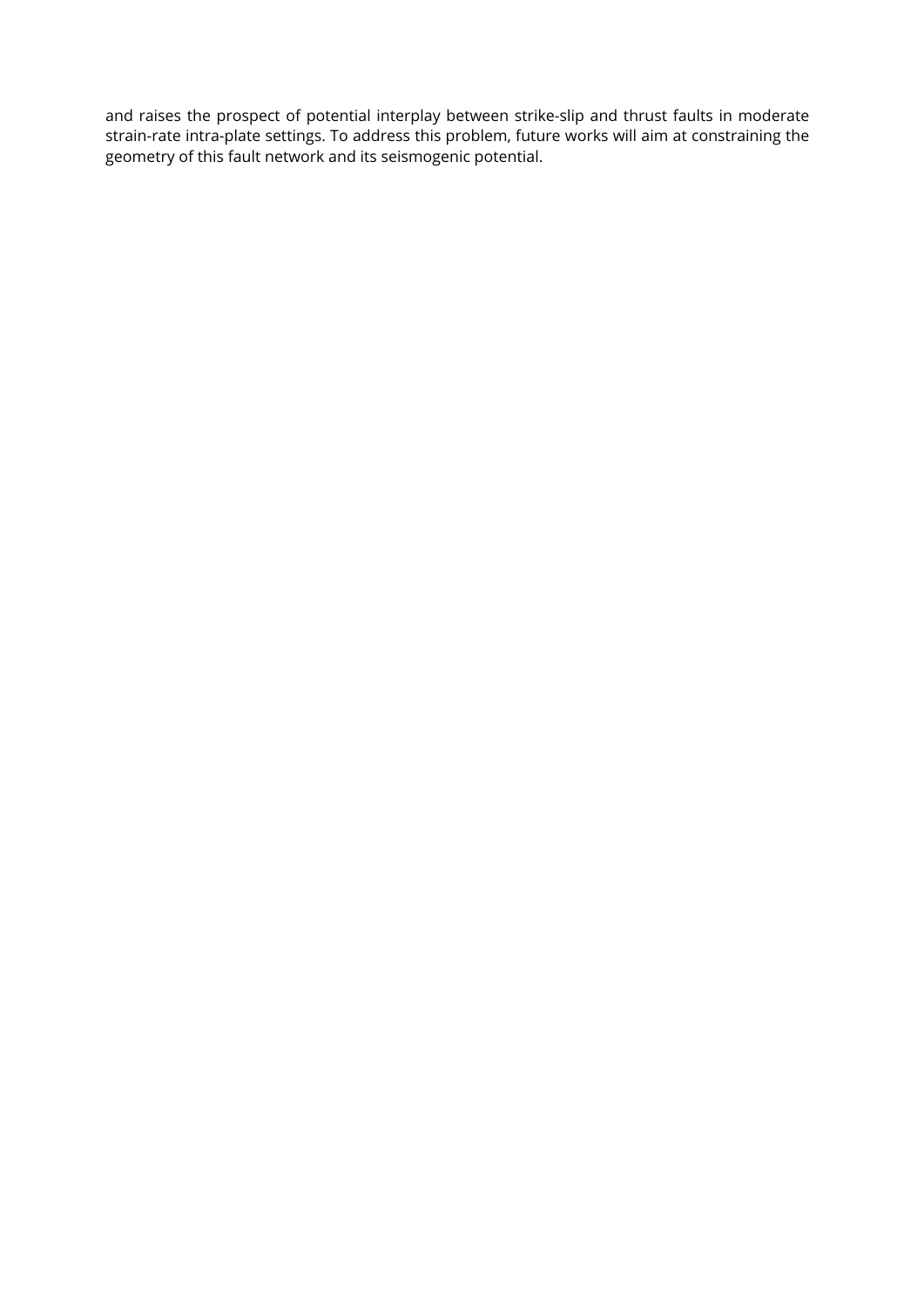and raises the prospect of potential interplay between strike-slip and thrust faults in moderate strain-rate intra-plate settings. To address this problem, future works will aim at constraining the geometry of this fault network and its seismogenic potential.